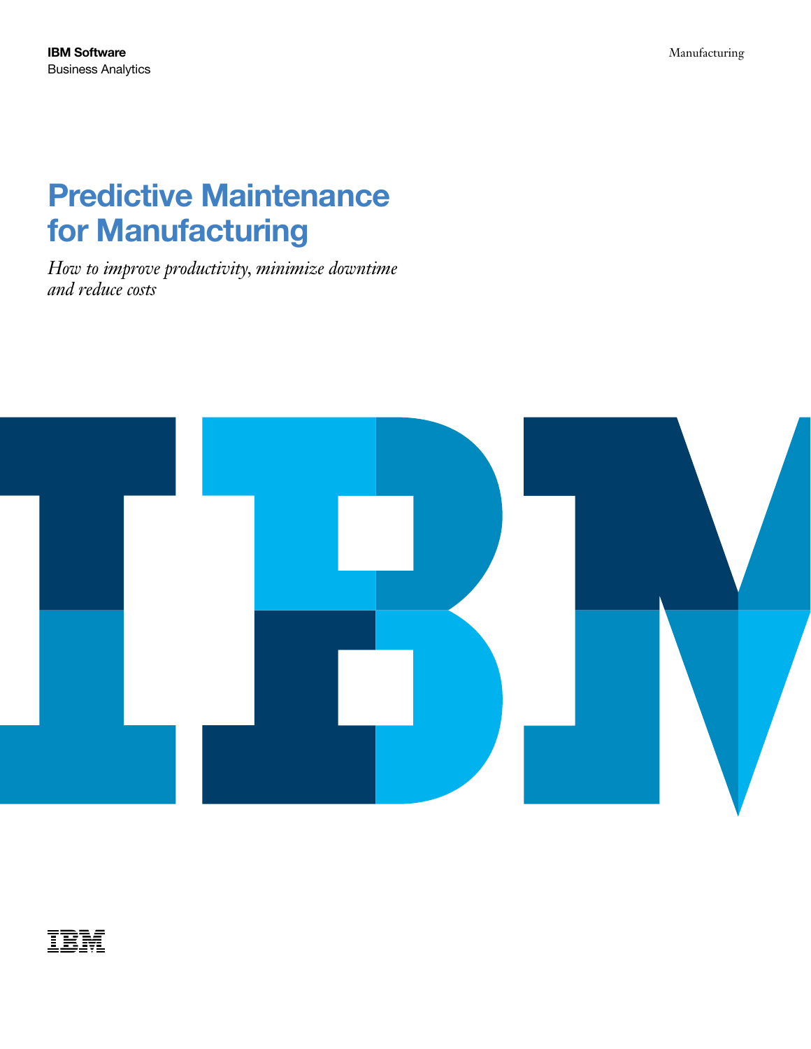**IBM Software**
Business Analytics

Manufacturing

# Predictive Maintenance for Manufacturing

*How to improve productivity, minimize downtime and reduce costs*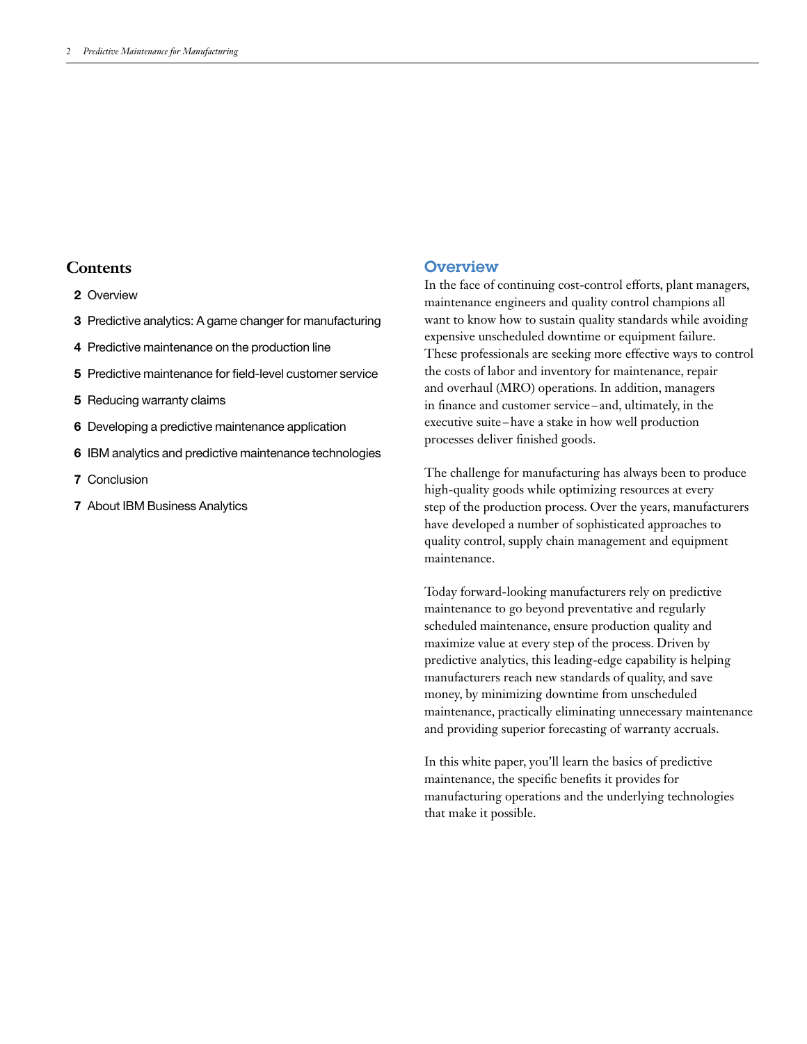## Contents

**2** Overview

**3** Predictive analytics: A game changer for manufacturing

**4** Predictive maintenance on the production line

**5** Predictive maintenance for field-level customer service

**5** Reducing warranty claims

**6** Developing a predictive maintenance application

**6** IBM analytics and predictive maintenance technologies

**7** Conclusion

**7** About IBM Business Analytics

## Overview

In the face of continuing cost-control efforts, plant managers, maintenance engineers and quality control champions all want to know how to sustain quality standards while avoiding expensive unscheduled downtime or equipment failure. These professionals are seeking more effective ways to control the costs of labor and inventory for maintenance, repair and overhaul (MRO) operations. In addition, managers in finance and customer service – and, ultimately, in the executive suite – have a stake in how well production processes deliver finished goods.

The challenge for manufacturing has always been to produce high-quality goods while optimizing resources at every step of the production process. Over the years, manufacturers have developed a number of sophisticated approaches to quality control, supply chain management and equipment maintenance.

Today forward-looking manufacturers rely on predictive maintenance to go beyond preventative and regularly scheduled maintenance, ensure production quality and maximize value at every step of the process. Driven by predictive analytics, this leading-edge capability is helping manufacturers reach new standards of quality, and save money, by minimizing downtime from unscheduled maintenance, practically eliminating unnecessary maintenance and providing superior forecasting of warranty accruals.

In this white paper, you'll learn the basics of predictive maintenance, the specific benefits it provides for manufacturing operations and the underlying technologies that make it possible.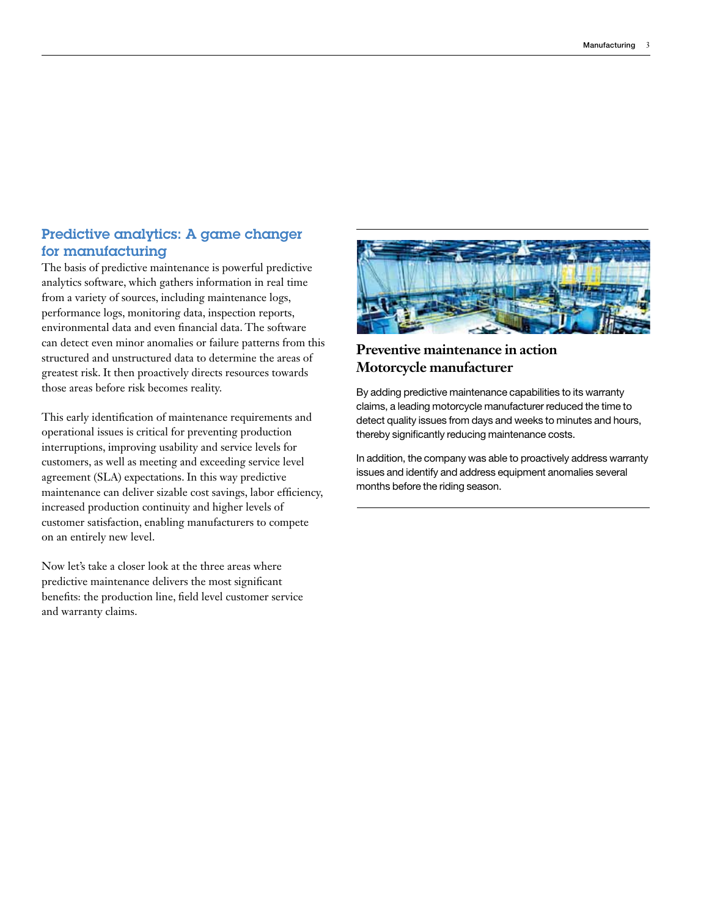## Predictive analytics: A game changer for manufacturing

The basis of predictive maintenance is powerful predictive analytics software, which gathers information in real time from a variety of sources, including maintenance logs, performance logs, monitoring data, inspection reports, environmental data and even financial data. The software can detect even minor anomalies or failure patterns from this structured and unstructured data to determine the areas of greatest risk. It then proactively directs resources towards those areas before risk becomes reality.

This early identification of maintenance requirements and operational issues is critical for preventing production interruptions, improving usability and service levels for customers, as well as meeting and exceeding service level agreement (SLA) expectations. In this way predictive maintenance can deliver sizable cost savings, labor efficiency, increased production continuity and higher levels of customer satisfaction, enabling manufacturers to compete on an entirely new level.

Now let's take a closer look at the three areas where predictive maintenance delivers the most significant benefits: the production line, field level customer service and warranty claims.

### Preventive maintenance in action
### Motorcycle manufacturer

By adding predictive maintenance capabilities to its warranty claims, a leading motorcycle manufacturer reduced the time to detect quality issues from days and weeks to minutes and hours, thereby significantly reducing maintenance costs.

In addition, the company was able to proactively address warranty issues and identify and address equipment anomalies several months before the riding season.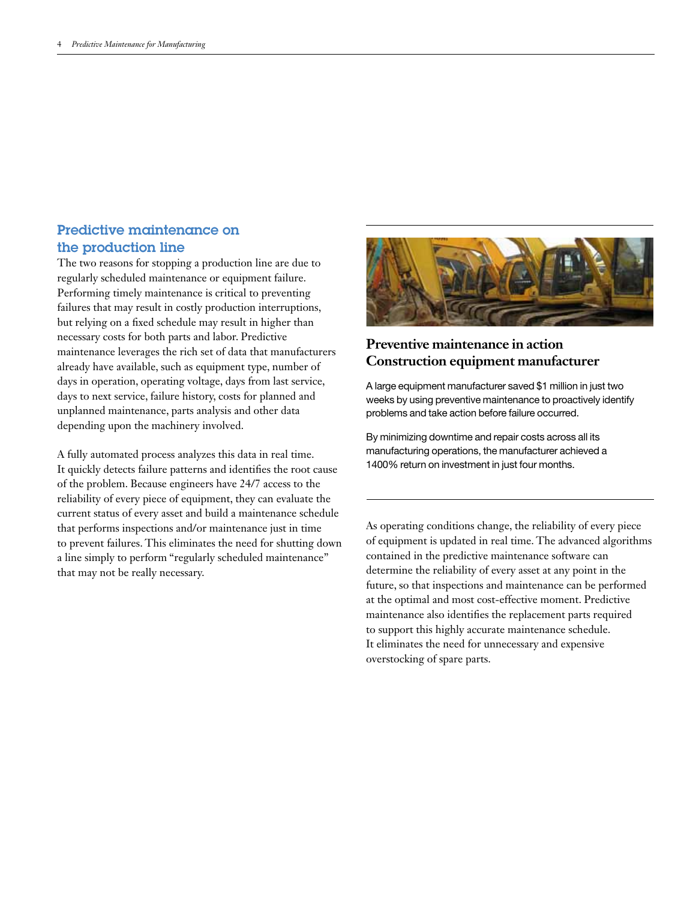## Predictive maintenance on the production line

The two reasons for stopping a production line are due to regularly scheduled maintenance or equipment failure. Performing timely maintenance is critical to preventing failures that may result in costly production interruptions, but relying on a fixed schedule may result in higher than necessary costs for both parts and labor. Predictive maintenance leverages the rich set of data that manufacturers already have available, such as equipment type, number of days in operation, operating voltage, days from last service, days to next service, failure history, costs for planned and unplanned maintenance, parts analysis and other data depending upon the machinery involved.

A fully automated process analyzes this data in real time. It quickly detects failure patterns and identifies the root cause of the problem. Because engineers have 24/7 access to the reliability of every piece of equipment, they can evaluate the current status of every asset and build a maintenance schedule that performs inspections and/or maintenance just in time to prevent failures. This eliminates the need for shutting down a line simply to perform "regularly scheduled maintenance" that may not be really necessary.

### Preventive maintenance in action
### Construction equipment manufacturer

A large equipment manufacturer saved $1 million in just two weeks by using preventive maintenance to proactively identify problems and take action before failure occurred.

By minimizing downtime and repair costs across all its manufacturing operations, the manufacturer achieved a 1400% return on investment in just four months.

As operating conditions change, the reliability of every piece of equipment is updated in real time. The advanced algorithms contained in the predictive maintenance software can determine the reliability of every asset at any point in the future, so that inspections and maintenance can be performed at the optimal and most cost-effective moment. Predictive maintenance also identifies the replacement parts required to support this highly accurate maintenance schedule. It eliminates the need for unnecessary and expensive overstocking of spare parts.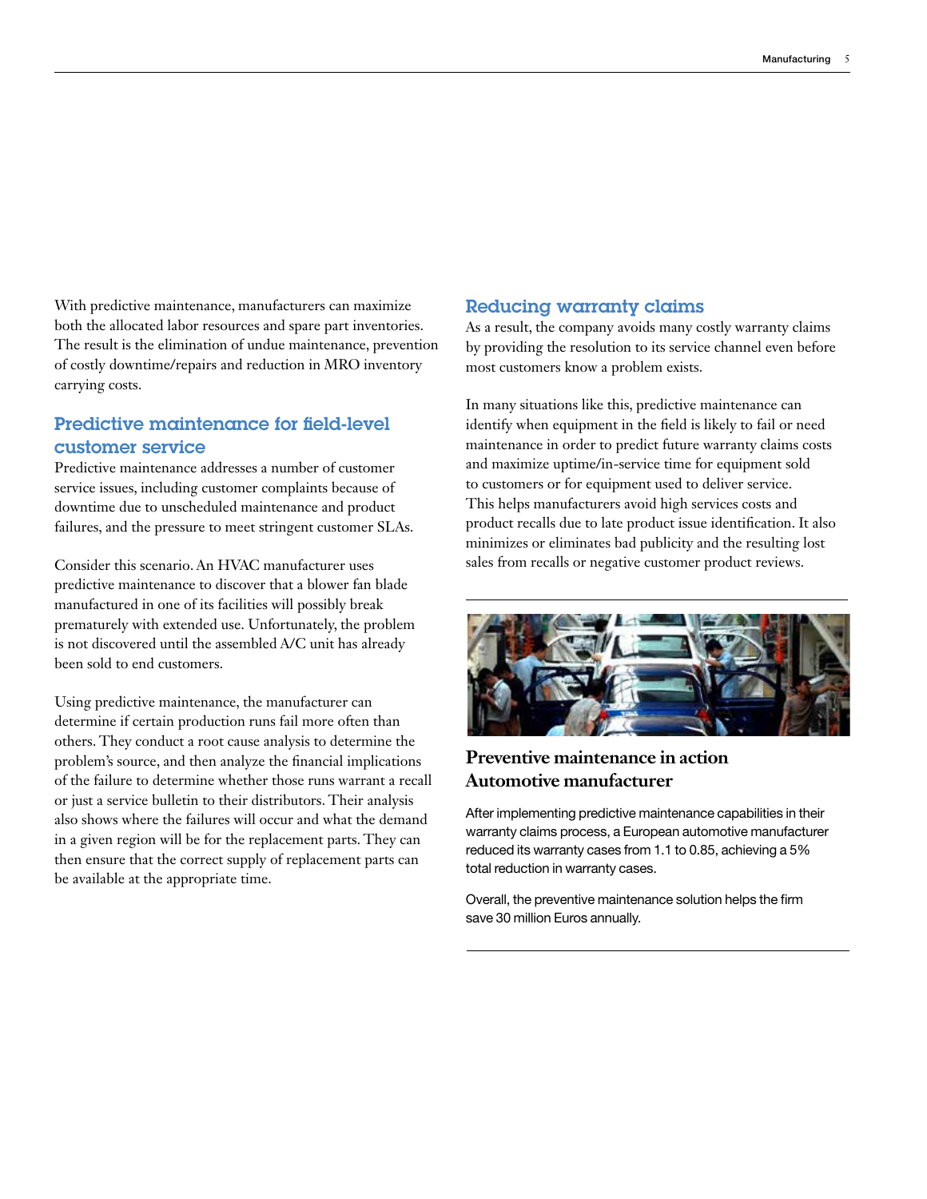With predictive maintenance, manufacturers can maximize both the allocated labor resources and spare part inventories. The result is the elimination of undue maintenance, prevention of costly downtime/repairs and reduction in MRO inventory carrying costs.

## Predictive maintenance for field-level customer service

Predictive maintenance addresses a number of customer service issues, including customer complaints because of downtime due to unscheduled maintenance and product failures, and the pressure to meet stringent customer SLAs.

Consider this scenario. An HVAC manufacturer uses predictive maintenance to discover that a blower fan blade manufactured in one of its facilities will possibly break prematurely with extended use. Unfortunately, the problem is not discovered until the assembled A/C unit has already been sold to end customers.

Using predictive maintenance, the manufacturer can determine if certain production runs fail more often than others. They conduct a root cause analysis to determine the problem's source, and then analyze the financial implications of the failure to determine whether those runs warrant a recall or just a service bulletin to their distributors. Their analysis also shows where the failures will occur and what the demand in a given region will be for the replacement parts. They can then ensure that the correct supply of replacement parts can be available at the appropriate time.

## Reducing warranty claims

As a result, the company avoids many costly warranty claims by providing the resolution to its service channel even before most customers know a problem exists.

In many situations like this, predictive maintenance can identify when equipment in the field is likely to fail or need maintenance in order to predict future warranty claims costs and maximize uptime/in-service time for equipment sold to customers or for equipment used to deliver service. This helps manufacturers avoid high services costs and product recalls due to late product issue identification. It also minimizes or eliminates bad publicity and the resulting lost sales from recalls or negative customer product reviews.

### Preventive maintenance in action
### Automotive manufacturer

After implementing predictive maintenance capabilities in their warranty claims process, a European automotive manufacturer reduced its warranty cases from 1.1 to 0.85, achieving a 5% total reduction in warranty cases.

Overall, the preventive maintenance solution helps the firm save 30 million Euros annually.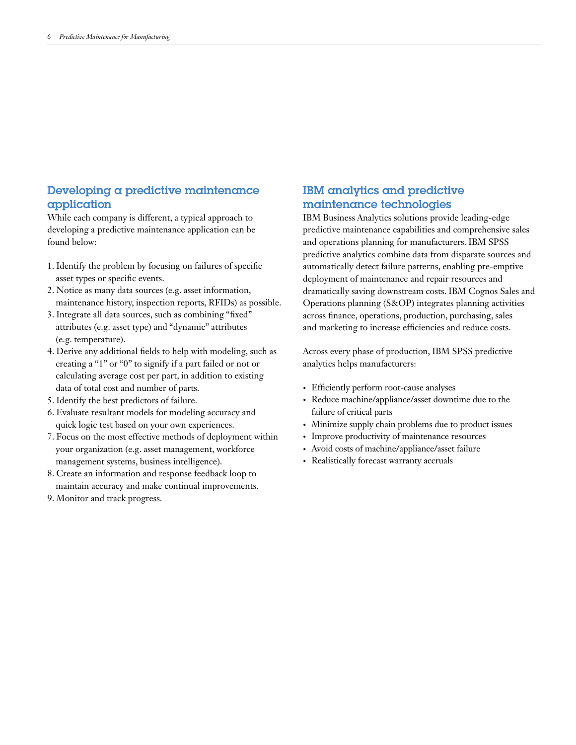## Developing a predictive maintenance application

While each company is different, a typical approach to developing a predictive maintenance application can be found below:

1. Identify the problem by focusing on failures of specific asset types or specific events.
2. Notice as many data sources (e.g. asset information, maintenance history, inspection reports, RFIDs) as possible.
3. Integrate all data sources, such as combining "fixed" attributes (e.g. asset type) and "dynamic" attributes (e.g. temperature).
4. Derive any additional fields to help with modeling, such as creating a "1" or "0" to signify if a part failed or not or calculating average cost per part, in addition to existing data of total cost and number of parts.
5. Identify the best predictors of failure.
6. Evaluate resultant models for modeling accuracy and quick logic test based on your own experiences.
7. Focus on the most effective methods of deployment within your organization (e.g. asset management, workforce management systems, business intelligence).
8. Create an information and response feedback loop to maintain accuracy and make continual improvements.
9. Monitor and track progress.

## IBM analytics and predictive maintenance technologies

IBM Business Analytics solutions provide leading-edge predictive maintenance capabilities and comprehensive sales and operations planning for manufacturers. IBM SPSS predictive analytics combine data from disparate sources and automatically detect failure patterns, enabling pre-emptive deployment of maintenance and repair resources and dramatically saving downstream costs. IBM Cognos Sales and Operations planning (S&OP) integrates planning activities across finance, operations, production, purchasing, sales and marketing to increase efficiencies and reduce costs.

Across every phase of production, IBM SPSS predictive analytics helps manufacturers:

- Efficiently perform root-cause analyses
- Reduce machine/appliance/asset downtime due to the failure of critical parts
- Minimize supply chain problems due to product issues
- Improve productivity of maintenance resources
- Avoid costs of machine/appliance/asset failure
- Realistically forecast warranty accruals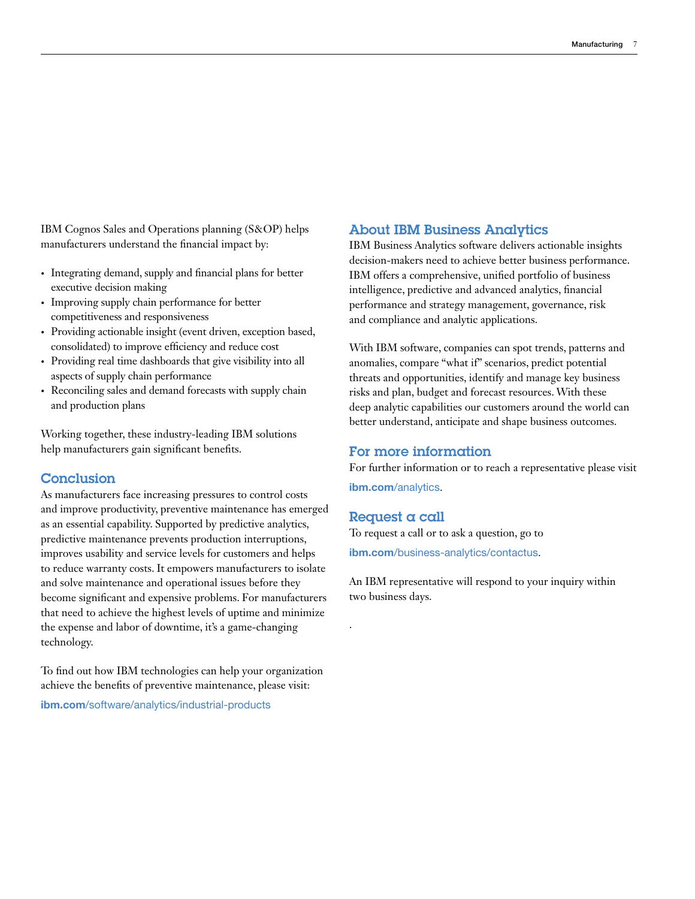IBM Cognos Sales and Operations planning (S&OP) helps manufacturers understand the financial impact by:

- Integrating demand, supply and financial plans for better executive decision making
- Improving supply chain performance for better competitiveness and responsiveness
- Providing actionable insight (event driven, exception based, consolidated) to improve efficiency and reduce cost
- Providing real time dashboards that give visibility into all aspects of supply chain performance
- Reconciling sales and demand forecasts with supply chain and production plans

Working together, these industry-leading IBM solutions help manufacturers gain significant benefits.

## Conclusion

As manufacturers face increasing pressures to control costs and improve productivity, preventive maintenance has emerged as an essential capability. Supported by predictive analytics, predictive maintenance prevents production interruptions, improves usability and service levels for customers and helps to reduce warranty costs. It empowers manufacturers to isolate and solve maintenance and operational issues before they become significant and expensive problems. For manufacturers that need to achieve the highest levels of uptime and minimize the expense and labor of downtime, it's a game-changing technology.

To find out how IBM technologies can help your organization achieve the benefits of preventive maintenance, please visit:

**ibm.com**/software/analytics/industrial-products

## About IBM Business Analytics

IBM Business Analytics software delivers actionable insights decision-makers need to achieve better business performance. IBM offers a comprehensive, unified portfolio of business intelligence, predictive and advanced analytics, financial performance and strategy management, governance, risk and compliance and analytic applications.

With IBM software, companies can spot trends, patterns and anomalies, compare "what if" scenarios, predict potential threats and opportunities, identify and manage key business risks and plan, budget and forecast resources. With these deep analytic capabilities our customers around the world can better understand, anticipate and shape business outcomes.

## For more information

For further information or to reach a representative please visit **ibm.com**/analytics.

## Request a call

To request a call or to ask a question, go to **ibm.com**/business-analytics/contactus.

An IBM representative will respond to your inquiry within two business days.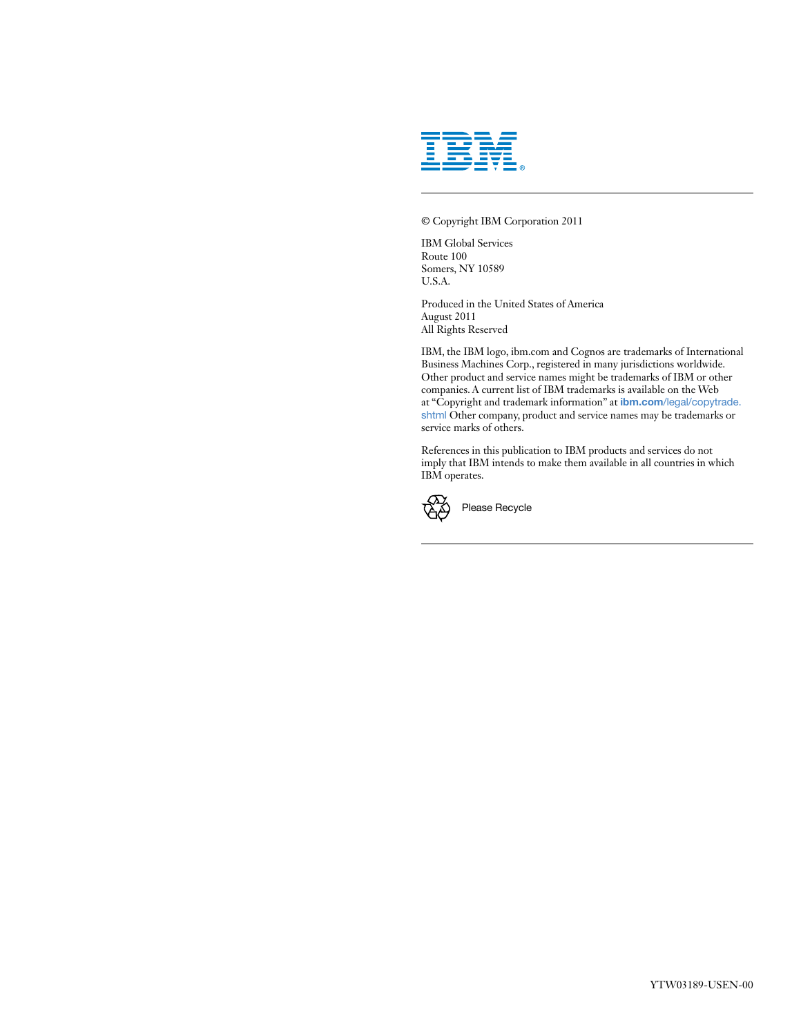© Copyright IBM Corporation 2011

IBM Global Services
Route 100
Somers, NY 10589
U.S.A.

Produced in the United States of America
August 2011
All Rights Reserved

IBM, the IBM logo, ibm.com and Cognos are trademarks of International Business Machines Corp., registered in many jurisdictions worldwide. Other product and service names might be trademarks of IBM or other companies. A current list of IBM trademarks is available on the Web at "Copyright and trademark information" at **ibm.com**/legal/copytrade.shtml Other company, product and service names may be trademarks or service marks of others.

References in this publication to IBM products and services do not imply that IBM intends to make them available in all countries in which IBM operates.

Please Recycle

YTW03189-USEN-00